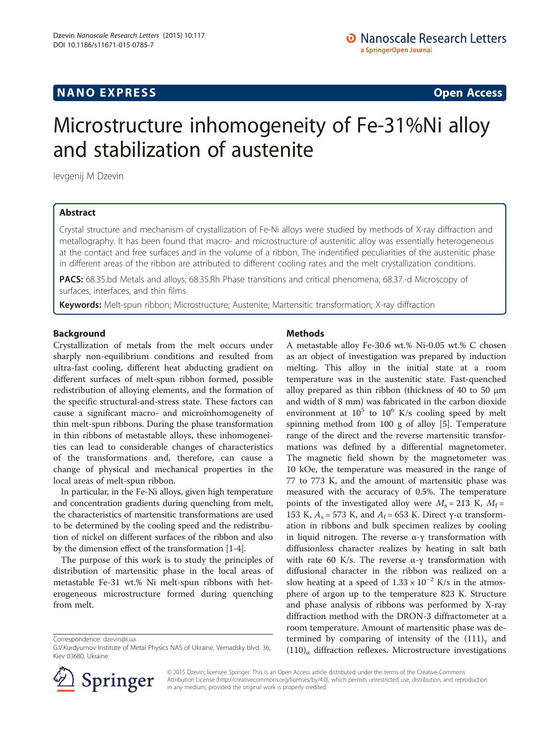NANO EXPRESS **Open Access**

# Microstructure inhomogeneity of Fe-31%Ni alloy and stabilization of austenite

Ievgenij M Dzevin

## Abstract

Crystal structure and mechanism of crystallization of Fe-Ni alloys were studied by methods of X-ray diffraction and metallography. It has been found that macro- and microstructure of austenitic alloy was essentially heterogeneous at the contact and free surfaces and in the volume of a ribbon. The indentified peculiarities of the austenitic phase in different areas of the ribbon are attributed to different cooling rates and the melt crystallization conditions.

**PACS:** 68.35.bd Metals and alloys; 68.35.Rh Phase transitions and critical phenomena; 68.37.-d Microscopy of surfaces, interfaces, and thin films

**Keywords:** Melt-spun ribbon; Microstructure; Austenite; Martensitic transformation; X-ray diffraction

## Background

Crystallization of metals from the melt occurs under sharply non-equilibrium conditions and resulted from ultra-fast cooling, different heat abducting gradient on different surfaces of melt-spun ribbon formed, possible redistribution of alloying elements, and the formation of the specific structural-and-stress state. These factors can cause a significant macro- and microinhomogeneity of thin melt-spun ribbons. During the phase transformation in thin ribbons of metastable alloys, these inhomogeneities can lead to considerable changes of characteristics of the transformations and, therefore, can cause a change of physical and mechanical properties in the local areas of melt-spun ribbon.

In particular, in the Fe-Ni alloys, given high temperature and concentration gradients during quenching from melt, the characteristics of martensitic transformations are used to be determined by the cooling speed and the redistribution of nickel on different surfaces of the ribbon and also by the dimension effect of the transformation [1-4].

The purpose of this work is to study the principles of distribution of martensitic phase in the local areas of metastable Fe-31 wt.% Ni melt-spun ribbons with heterogeneous microstructure formed during quenching from melt.

## Methods

A metastable alloy Fe-30.6 wt.% Ni-0.05 wt.% C chosen as an object of investigation was prepared by induction melting. This alloy in the initial state at a room temperature was in the austenitic state. Fast-quenched alloy prepared as thin ribbon (thickness of 40 to 50 μm and width of 8 mm) was fabricated in the carbon dioxide environment at $10^5$ to $10^6$ K/s cooling speed by melt spinning method from 100 g of alloy [5]. Temperature range of the direct and the reverse martensitic transformations was defined by a differential magnetometer. The magnetic field shown by the magnetometer was 10 kOe, the temperature was measured in the range of 77 to 773 K, and the amount of martensitic phase was measured with the accuracy of 0.5%. The temperature points of the investigated alloy were $M_s = 213$ K, $M_f = 153$ K, $A_s = 573$ K, and $A_f = 653$ K. Direct γ-α transformation in ribbons and bulk specimen realizes by cooling in liquid nitrogen. The reverse α-γ transformation with diffusionless character realizes by heating in salt bath with rate 60 K/s. The reverse α-γ transformation with diffusional character in the ribbon was realized on a slow heating at a speed of $1.33 \times 10^{-2}$ K/s in the atmosphere of argon up to the temperature 823 K. Structure and phase analysis of ribbons was performed by X-ray diffraction method with the DRON-3 diffractometer at a room temperature. Amount of martensitic phase was determined by comparing of intensity of the $(111)_\gamma$ and $(110)_\alpha$ diffraction reflexes. Microstructure investigations

Correspondence: dzevin@i.ua
G.V.Kurdyumov Institute of Metal Physics NAS of Ukraine, Vernadsky blvd. 36, Kiev 03680, Ukraine

© 2015 Dzevin; licensee Springer. This is an Open Access article distributed under the terms of the Creative Commons Attribution License (http://creativecommons.org/licenses/by/4.0), which permits unrestricted use, distribution, and reproduction in any medium, provided the original work is properly credited.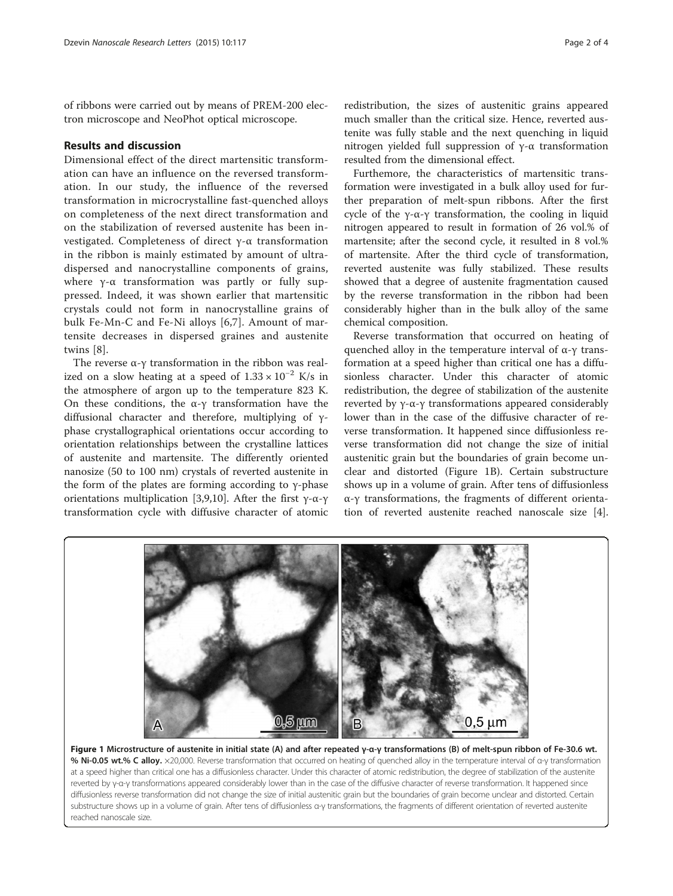of ribbons were carried out by means of PREM-200 electron microscope and NeoPhot optical microscope.

## Results and discussion

Dimensional effect of the direct martensitic transformation can have an influence on the reversed transformation. In our study, the influence of the reversed transformation in microcrystalline fast-quenched alloys on completeness of the next direct transformation and on the stabilization of reversed austenite has been investigated. Completeness of direct γ-α transformation in the ribbon is mainly estimated by amount of ultradispersed and nanocrystalline components of grains, where γ-α transformation was partly or fully suppressed. Indeed, it was shown earlier that martensitic crystals could not form in nanocrystalline grains of bulk Fe-Mn-C and Fe-Ni alloys [6,7]. Amount of martensite decreases in dispersed graines and austenite twins [8].

The reverse α-γ transformation in the ribbon was realized on a slow heating at a speed of $1.33 \times 10^{-2}$ K/s in the atmosphere of argon up to the temperature 823 K. On these conditions, the α-γ transformation have the diffusional character and therefore, multiplying of γ-phase crystallographical orientations occur according to orientation relationships between the crystalline lattices of austenite and martensite. The differently oriented nanosize (50 to 100 nm) crystals of reverted austenite in the form of the plates are forming according to γ-phase orientations multiplication [3,9,10]. After the first γ-α-γ transformation cycle with diffusive character of atomic redistribution, the sizes of austenitic grains appeared much smaller than the critical size. Hence, reverted austenite was fully stable and the next quenching in liquid nitrogen yielded full suppression of γ-α transformation resulted from the dimensional effect.

Furthemore, the characteristics of martensitic transformation were investigated in a bulk alloy used for further preparation of melt-spun ribbons. After the first cycle of the γ-α-γ transformation, the cooling in liquid nitrogen appeared to result in formation of 26 vol.% of martensite; after the second cycle, it resulted in 8 vol.% of martensite. After the third cycle of transformation, reverted austenite was fully stabilized. These results showed that a degree of austenite fragmentation caused by the reverse transformation in the ribbon had been considerably higher than in the bulk alloy of the same chemical composition.

Reverse transformation that occurred on heating of quenched alloy in the temperature interval of α-γ transformation at a speed higher than critical one has a diffusionless character. Under this character of atomic redistribution, the degree of stabilization of the austenite reverted by γ-α-γ transformations appeared considerably lower than in the case of the diffusive character of reverse transformation. It happened since diffusionless reverse transformation did not change the size of initial austenitic grain but the boundaries of grain become unclear and distorted (Figure 1B). Certain substructure shows up in a volume of grain. After tens of diffusionless α-γ transformations, the fragments of different orientation of reverted austenite reached nanoscale size [4].

**Figure 1 Microstructure of austenite in initial state (A) and after repeated γ-α-γ transformations (B) of melt-spun ribbon of Fe-30.6 wt.% Ni-0.05 wt.% C alloy.** ×20,000. Reverse transformation that occurred on heating of quenched alloy in the temperature interval of α-γ transformation at a speed higher than critical one has a diffusionless character. Under this character of atomic redistribution, the degree of stabilization of the austenite reverted by γ-α-γ transformations appeared considerably lower than in the case of the diffusive character of reverse transformation. It happened since diffusionless reverse transformation did not change the size of initial austenitic grain but the boundaries of grain become unclear and distorted. Certain substructure shows up in a volume of grain. After tens of diffusionless α-γ transformations, the fragments of different orientation of reverted austenite reached nanoscale size.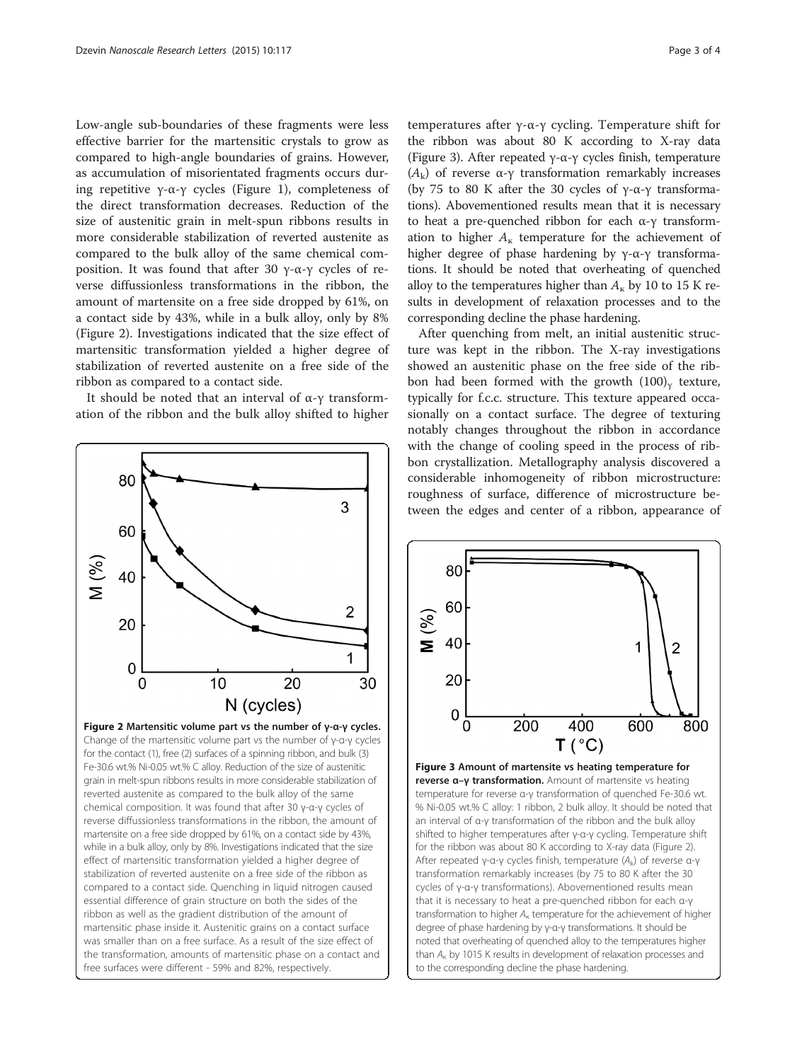Low-angle sub-boundaries of these fragments were less effective barrier for the martensitic crystals to grow as compared to high-angle boundaries of grains. However, as accumulation of misorientated fragments occurs during repetitive γ-α-γ cycles (Figure 1), completeness of the direct transformation decreases. Reduction of the size of austenitic grain in melt-spun ribbons results in more considerable stabilization of reverted austenite as compared to the bulk alloy of the same chemical composition. It was found that after 30 γ-α-γ cycles of reverse diffussionless transformations in the ribbon, the amount of martensite on a free side dropped by 61%, on a contact side by 43%, while in a bulk alloy, only by 8% (Figure 2). Investigations indicated that the size effect of martensitic transformation yielded a higher degree of stabilization of reverted austenite on a free side of the ribbon as compared to a contact side.

It should be noted that an interval of α-γ transformation of the ribbon and the bulk alloy shifted to higher temperatures after γ-α-γ cycling. Temperature shift for the ribbon was about 80 K according to X-ray data (Figure 3). After repeated γ-α-γ cycles finish, temperature ($A_k$) of reverse α-γ transformation remarkably increases (by 75 to 80 K after the 30 cycles of γ-α-γ transformations). Abovementioned results mean that it is necessary to heat a pre-quenched ribbon for each α-γ transformation to higher $A_к$ temperature for the achievement of higher degree of phase hardening by γ-α-γ transformations. It should be noted that overheating of quenched alloy to the temperatures higher than $A_к$ by 10 to 15 K results in development of relaxation processes and to the corresponding decline the phase hardening.

**Figure 2 Martensitic volume part vs the number of γ-α-γ cycles.** Change of the martensitic volume part vs the number of γ-α-γ cycles for the contact (1), free (2) surfaces of a spinning ribbon, and bulk (3) Fe-30.6 wt.% Ni-0.05 wt.% C alloy. Reduction of the size of austenitic grain in melt-spun ribbons results in more considerable stabilization of reverted austenite as compared to the bulk alloy of the same chemical composition. It was found that after 30 γ-α-γ cycles of reverse diffussionless transformations in the ribbon, the amount of martensite on a free side dropped by 61%, on a contact side by 43%, while in a bulk alloy, only by 8%. Investigations indicated that the size effect of martensitic transformation yielded a higher degree of stabilization of reverted austenite on a free side of the ribbon as compared to a contact side. Quenching in liquid nitrogen caused essential difference of grain structure on both the sides of the ribbon as well as the gradient distribution of the amount of martensitic phase inside it. Austenitic grains on a contact surface was smaller than on a free surface. As a result of the size effect of the transformation, amounts of martensitic phase on a contact and free surfaces were different - 59% and 82%, respectively.

After quenching from melt, an initial austenitic structure was kept in the ribbon. The X-ray investigations showed an austenitic phase on the free side of the ribbon had been formed with the growth $(100)_\gamma$ texture, typically for f.c.c. structure. This texture appeared occasionally on a contact surface. The degree of texturing notably changes throughout the ribbon in accordance with the change of cooling speed in the process of ribbon crystallization. Metallography analysis discovered a considerable inhomogeneity of ribbon microstructure: roughness of surface, difference of microstructure between the edges and center of a ribbon, appearance of

**Figure 3 Amount of martensite vs heating temperature for reverse α–γ transformation.** Amount of martensite vs heating temperature for reverse α-γ transformation of quenched Fe-30.6 wt.% Ni-0.05 wt.% C alloy: 1 ribbon, 2 bulk alloy. It should be noted that an interval of α-γ transformation of the ribbon and the bulk alloy shifted to higher temperatures after γ-α-γ cycling. Temperature shift for the ribbon was about 80 K according to X-ray data (Figure 2). After repeated γ-α-γ cycles finish, temperature ($A_k$) of reverse α-γ transformation remarkably increases (by 75 to 80 K after the 30 cycles of γ-α-γ transformations). Abovementioned results mean that it is necessary to heat a pre-quenched ribbon for each α-γ transformation to higher $A_к$ temperature for the achievement of higher degree of phase hardening by γ-α-γ transformations. It should be noted that overheating of quenched alloy to the temperatures higher than $A_к$ by 1015 K results in development of relaxation processes and to the corresponding decline the phase hardening.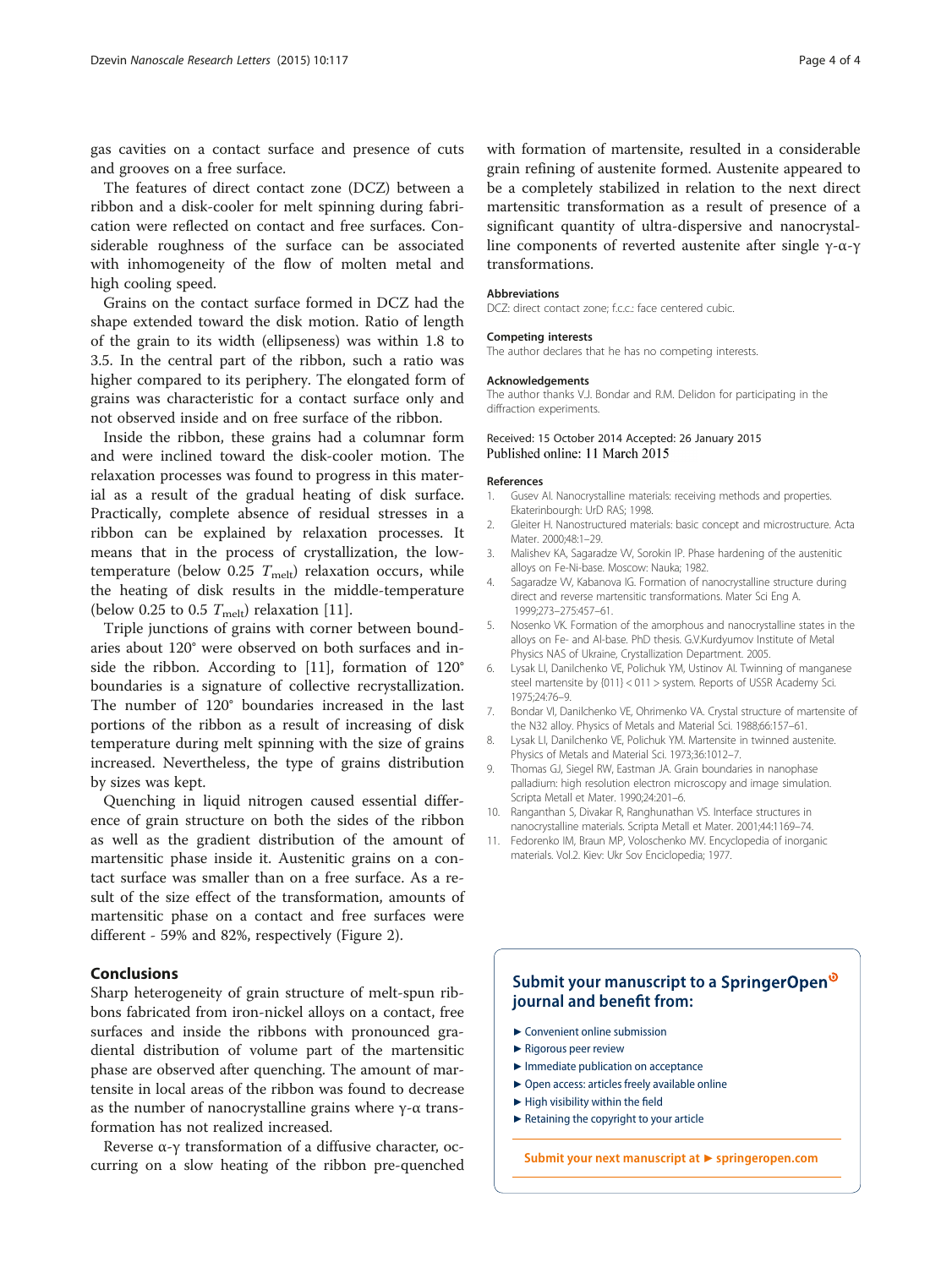gas cavities on a contact surface and presence of cuts and grooves on a free surface.

The features of direct contact zone (DCZ) between a ribbon and a disk-cooler for melt spinning during fabrication were reflected on contact and free surfaces. Considerable roughness of the surface can be associated with inhomogeneity of the flow of molten metal and high cooling speed.

Grains on the contact surface formed in DCZ had the shape extended toward the disk motion. Ratio of length of the grain to its width (ellipseness) was within 1.8 to 3.5. In the central part of the ribbon, such a ratio was higher compared to its periphery. The elongated form of grains was characteristic for a contact surface only and not observed inside and on free surface of the ribbon.

Inside the ribbon, these grains had a columnar form and were inclined toward the disk-cooler motion. The relaxation processes was found to progress in this material as a result of the gradual heating of disk surface. Practically, complete absence of residual stresses in a ribbon can be explained by relaxation processes. It means that in the process of crystallization, the low-temperature (below 0.25 $T_{\mathrm{melt}}$) relaxation occurs, while the heating of disk results in the middle-temperature (below 0.25 to 0.5 $T_{\mathrm{melt}}$) relaxation [11].

Triple junctions of grains with corner between boundaries about 120° were observed on both surfaces and inside the ribbon. According to [11], formation of 120° boundaries is a signature of collective recrystallization. The number of 120° boundaries increased in the last portions of the ribbon as a result of increasing of disk temperature during melt spinning with the size of grains increased. Nevertheless, the type of grains distribution by sizes was kept.

Quenching in liquid nitrogen caused essential difference of grain structure on both the sides of the ribbon as well as the gradient distribution of the amount of martensitic phase inside it. Austenitic grains on a contact surface was smaller than on a free surface. As a result of the size effect of the transformation, amounts of martensitic phase on a contact and free surfaces were different - 59% and 82%, respectively (Figure 2).

## Conclusions

Sharp heterogeneity of grain structure of melt-spun ribbons fabricated from iron-nickel alloys on a contact, free surfaces and inside the ribbons with pronounced gradiental distribution of volume part of the martensitic phase are observed after quenching. The amount of martensite in local areas of the ribbon was found to decrease as the number of nanocrystalline grains where γ-α transformation has not realized increased.

Reverse α-γ transformation of a diffusive character, occurring on a slow heating of the ribbon pre-quenched with formation of martensite, resulted in a considerable grain refining of austenite formed. Austenite appeared to be a completely stabilized in relation to the next direct martensitic transformation as a result of presence of a significant quantity of ultra-dispersive and nanocrystalline components of reverted austenite after single γ-α-γ transformations.

### Abbreviations

DCZ: direct contact zone; f.c.c.: face centered cubic.

### Competing interests

The author declares that he has no competing interests.

### Acknowledgements

The author thanks V.J. Bondar and R.M. Delidon for participating in the diffraction experiments.

Received: 15 October 2014 Accepted: 26 January 2015
Published online: 11 March 2015

### References

1. Gusev AI. Nanocrystalline materials: receiving methods and properties. Ekaterinbourgh: UrD RAS; 1998.
2. Gleiter H. Nanostructured materials: basic concept and microstructure. Acta Mater. 2000;48:1–29.
3. Malishev KA, Sagaradze VV, Sorokin IP. Phase hardening of the austenitic alloys on Fe-Ni-base. Moscow: Nauka; 1982.
4. Sagaradze VV, Kabanova IG. Formation of nanocrystalline structure during direct and reverse martensitic transformations. Mater Sci Eng A. 1999;273–275:457–61.
5. Nosenko VK. Formation of the amorphous and nanocrystalline states in the alloys on Fe- and Al-base. PhD thesis. G.V.Kurdyumov Institute of Metal Physics NAS of Ukraine, Crystallization Department. 2005.
6. Lysak LI, Danilchenko VE, Polichuk YM, Ustinov AI. Twinning of manganese steel martensite by {011} < 011 > system. Reports of USSR Academy Sci. 1975;24:76–9.
7. Bondar VI, Danilchenko VE, Ohrimenko VA. Crystal structure of martensite of the N32 alloy. Physics of Metals and Material Sci. 1988;66:157–61.
8. Lysak LI, Danilchenko VE, Polichuk YM. Martensite in twinned austenite. Physics of Metals and Material Sci. 1973;36:1012–7.
9. Thomas GJ, Siegel RW, Eastman JA. Grain boundaries in nanophase palladium: high resolution electron microscopy and image simulation. Scripta Metall et Mater. 1990;24:201–6.
10. Ranganthan S, Divakar R, Ranghunathan VS. Interface structures in nanocrystalline materials. Scripta Metall et Mater. 2001;44:1169–74.
11. Fedorenko IM, Braun MP, Voloschenko MV. Encyclopedia of inorganic materials. Vol.2. Kiev: Ukr Sov Enciclopedia; 1977.

**Submit your manuscript to a SpringerOpen journal and benefit from:**

- ► Convenient online submission
- ► Rigorous peer review
- ► Immediate publication on acceptance
- ► Open access: articles freely available online
- ► High visibility within the field
- ► Retaining the copyright to your article

**Submit your next manuscript at ► springeropen.com**